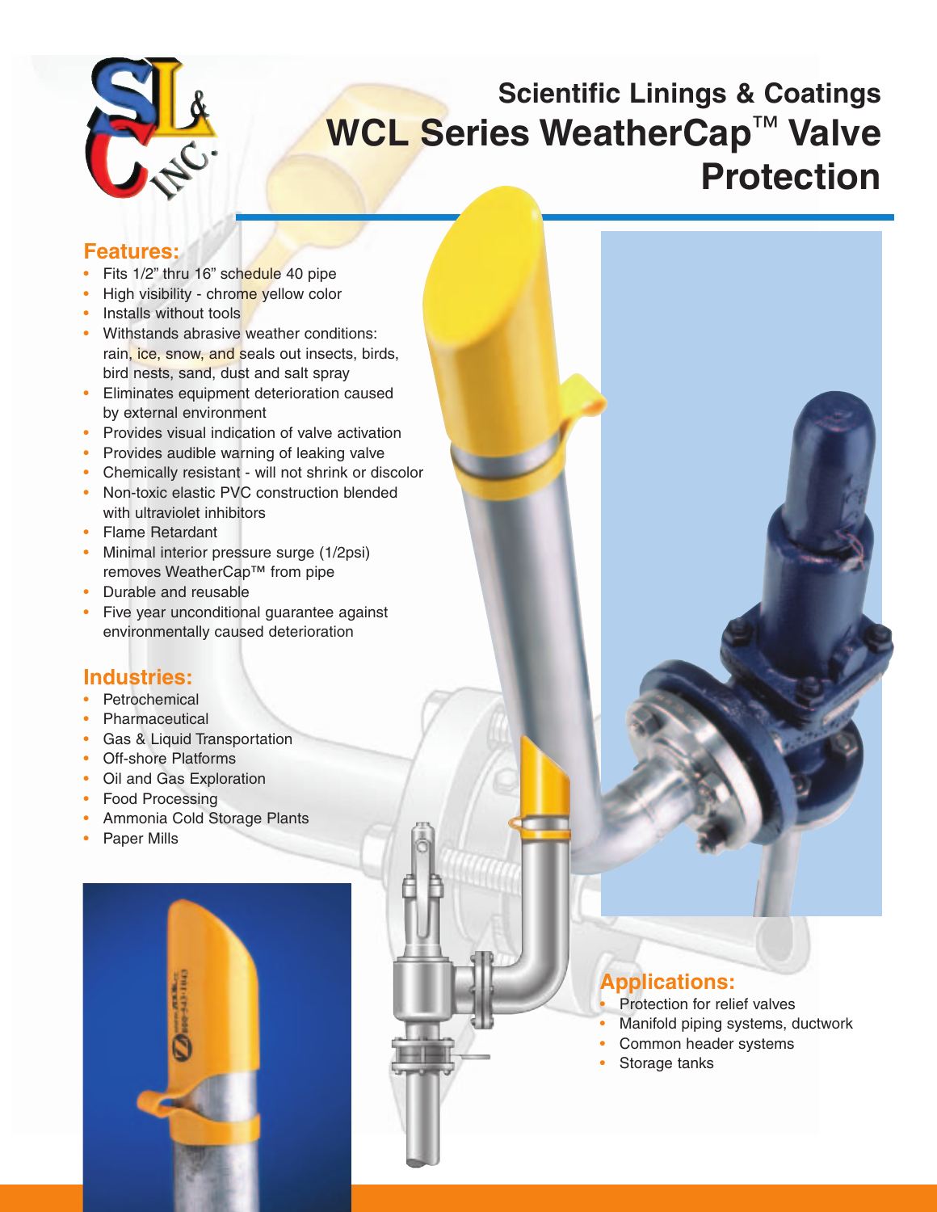# Scientific Linings & Coatings

# WCL Series WeatherCap™ Valve Protection

## Features:

- Fits 1/2" thru 16" schedule 40 pipe
- High visibility - chrome yellow color
- Installs without tools
- Withstands abrasive weather conditions: rain, ice, snow, and seals out insects, birds, bird nests, sand, dust and salt spray
- Eliminates equipment deterioration caused by external environment
- Provides visual indication of valve activation
- Provides audible warning of leaking valve
- Chemically resistant - will not shrink or discolor
- Non-toxic elastic PVC construction blended with ultraviolet inhibitors
- Flame Retardant
- Minimal interior pressure surge (1/2psi) removes WeatherCap™ from pipe
- Durable and reusable
- Five year unconditional guarantee against environmentally caused deterioration

## Industries:

- Petrochemical
- Pharmaceutical
- Gas & Liquid Transportation
- Off-shore Platforms
- Oil and Gas Exploration
- Food Processing
- Ammonia Cold Storage Plants
- Paper Mills

## Applications:

- Protection for relief valves
- Manifold piping systems, ductwork
- Common header systems
- Storage tanks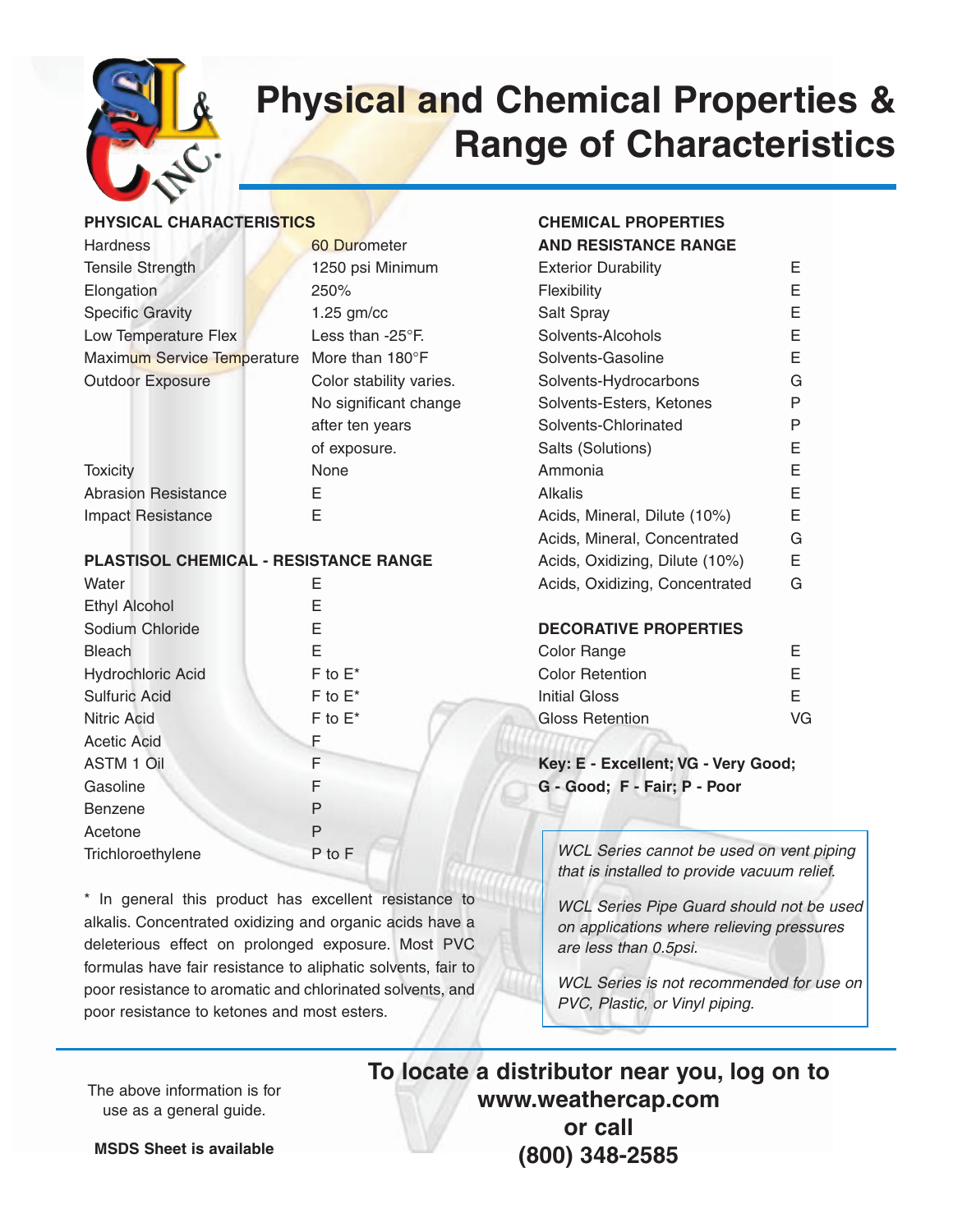# Physical and Chemical Properties & Range of Characteristics

**PHYSICAL CHARACTERISTICS**

| | |
|---|---|
| Hardness | 60 Durometer |
| Tensile Strength | 1250 psi Minimum |
| Elongation | 250% |
| Specific Gravity | 1.25 gm/cc |
| Low Temperature Flex | Less than -25°F. |
| Maximum Service Temperature | More than 180°F |
| Outdoor Exposure | Color stability varies. No significant change after ten years of exposure. |
| Toxicity | None |
| Abrasion Resistance | E |
| Impact Resistance | E |

**PLASTISOL CHEMICAL - RESISTANCE RANGE**

| | |
|---|---|
| Water | E |
| Ethyl Alcohol | E |
| Sodium Chloride | E |
| Bleach | E |
| Hydrochloric Acid | F to E* |
| Sulfuric Acid | F to E* |
| Nitric Acid | F to E* |
| Acetic Acid | F |
| ASTM 1 Oil | F |
| Gasoline | F |
| Benzene | P |
| Acetone | P |
| Trichloroethylene | P to F |

* In general this product has excellent resistance to alkalis. Concentrated oxidizing and organic acids have a deleterious effect on prolonged exposure. Most PVC formulas have fair resistance to aliphatic solvents, fair to poor resistance to aromatic and chlorinated solvents, and poor resistance to ketones and most esters.

**CHEMICAL PROPERTIES AND RESISTANCE RANGE**

| | |
|---|---|
| Exterior Durability | E |
| Flexibility | E |
| Salt Spray | E |
| Solvents-Alcohols | E |
| Solvents-Gasoline | E |
| Solvents-Hydrocarbons | G |
| Solvents-Esters, Ketones | P |
| Solvents-Chlorinated | P |
| Salts (Solutions) | E |
| Ammonia | E |
| Alkalis | E |
| Acids, Mineral, Dilute (10%) | E |
| Acids, Mineral, Concentrated | G |
| Acids, Oxidizing, Dilute (10%) | E |
| Acids, Oxidizing, Concentrated | G |

**DECORATIVE PROPERTIES**

| | |
|---|---|
| Color Range | E |
| Color Retention | E |
| Initial Gloss | E |
| Gloss Retention | VG |

**Key: E - Excellent; VG - Very Good; G - Good; F - Fair; P - Poor**

*WCL Series cannot be used on vent piping that is installed to provide vacuum relief.*

*WCL Series Pipe Guard should not be used on applications where relieving pressures are less than 0.5psi.*

*WCL Series is not recommended for use on PVC, Plastic, or Vinyl piping.*

The above information is for use as a general guide.

**MSDS Sheet is available**

**To locate a distributor near you, log on to www.weathercap.com or call (800) 348-2585**